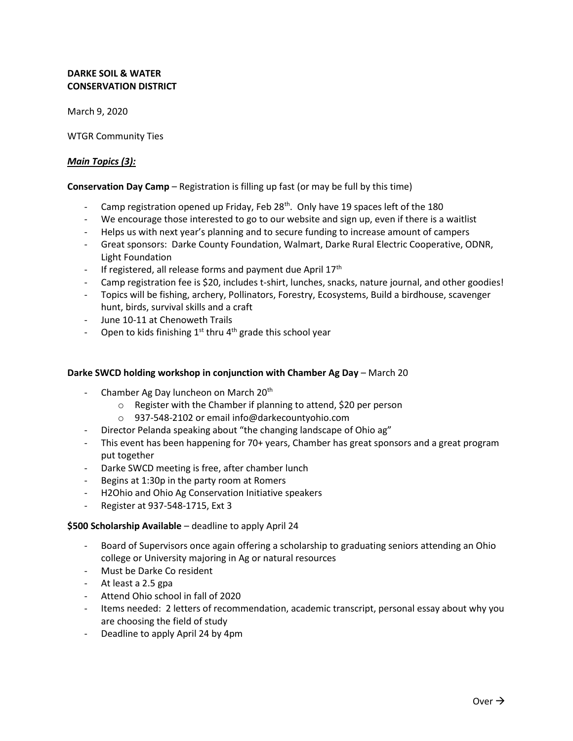**DARKE SOIL & WATER CONSERVATION DISTRICT**

March 9, 2020

WTGR Community Ties

***Main Topics (3):***

**Conservation Day Camp** – Registration is filling up fast (or may be full by this time)

- Camp registration opened up Friday, Feb 28th. Only have 19 spaces left of the 180
- We encourage those interested to go to our website and sign up, even if there is a waitlist
- Helps us with next year's planning and to secure funding to increase amount of campers
- Great sponsors: Darke County Foundation, Walmart, Darke Rural Electric Cooperative, ODNR, Light Foundation
- If registered, all release forms and payment due April 17th
- Camp registration fee is $20, includes t-shirt, lunches, snacks, nature journal, and other goodies!
- Topics will be fishing, archery, Pollinators, Forestry, Ecosystems, Build a birdhouse, scavenger hunt, birds, survival skills and a craft
- June 10-11 at Chenoweth Trails
- Open to kids finishing 1st thru 4th grade this school year

**Darke SWCD holding workshop in conjunction with Chamber Ag Day** – March 20

- Chamber Ag Day luncheon on March 20th
    - Register with the Chamber if planning to attend, $20 per person
    - 937-548-2102 or email info@darkecountyohio.com
- Director Pelanda speaking about "the changing landscape of Ohio ag"
- This event has been happening for 70+ years, Chamber has great sponsors and a great program put together
- Darke SWCD meeting is free, after chamber lunch
- Begins at 1:30p in the party room at Romers
- H2Ohio and Ohio Ag Conservation Initiative speakers
- Register at 937-548-1715, Ext 3

**$500 Scholarship Available** – deadline to apply April 24

- Board of Supervisors once again offering a scholarship to graduating seniors attending an Ohio college or University majoring in Ag or natural resources
- Must be Darke Co resident
- At least a 2.5 gpa
- Attend Ohio school in fall of 2020
- Items needed: 2 letters of recommendation, academic transcript, personal essay about why you are choosing the field of study
- Deadline to apply April 24 by 4pm

Over →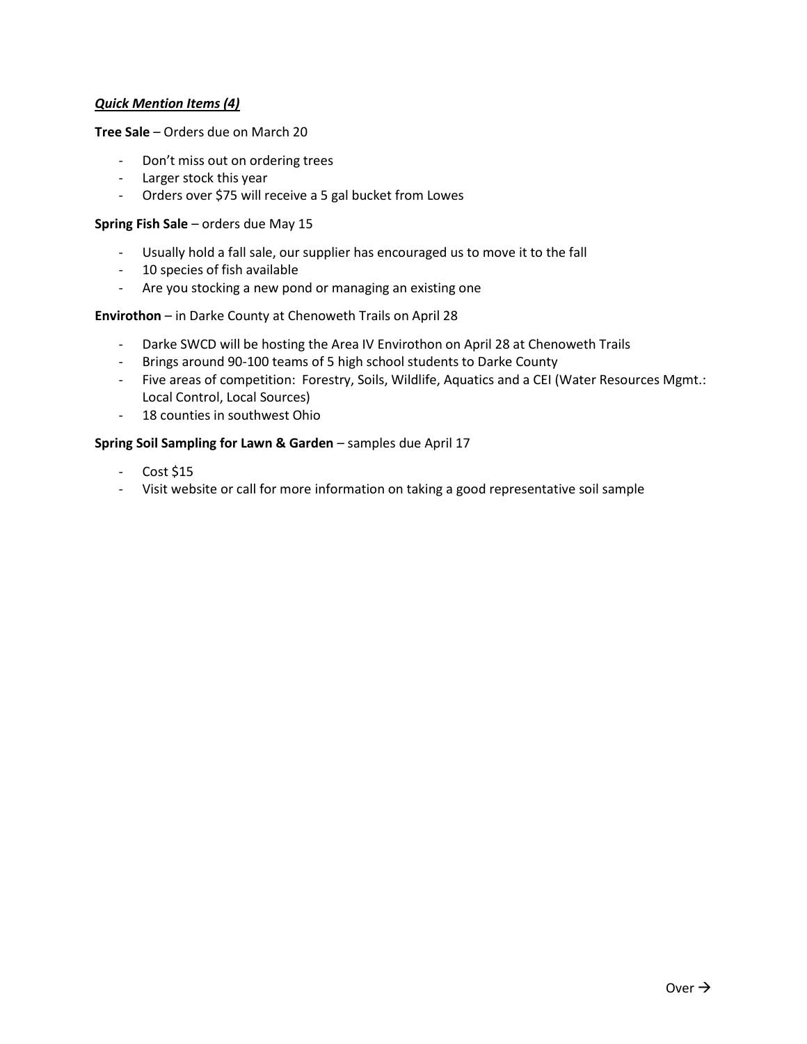***Quick Mention Items (4)***

**Tree Sale** – Orders due on March 20

- Don't miss out on ordering trees
- Larger stock this year
- Orders over $75 will receive a 5 gal bucket from Lowes

**Spring Fish Sale** – orders due May 15

- Usually hold a fall sale, our supplier has encouraged us to move it to the fall
- 10 species of fish available
- Are you stocking a new pond or managing an existing one

**Envirothon** – in Darke County at Chenoweth Trails on April 28

- Darke SWCD will be hosting the Area IV Envirothon on April 28 at Chenoweth Trails
- Brings around 90-100 teams of 5 high school students to Darke County
- Five areas of competition: Forestry, Soils, Wildlife, Aquatics and a CEI (Water Resources Mgmt.: Local Control, Local Sources)
- 18 counties in southwest Ohio

**Spring Soil Sampling for Lawn & Garden** – samples due April 17

- Cost $15
- Visit website or call for more information on taking a good representative soil sample

Over →